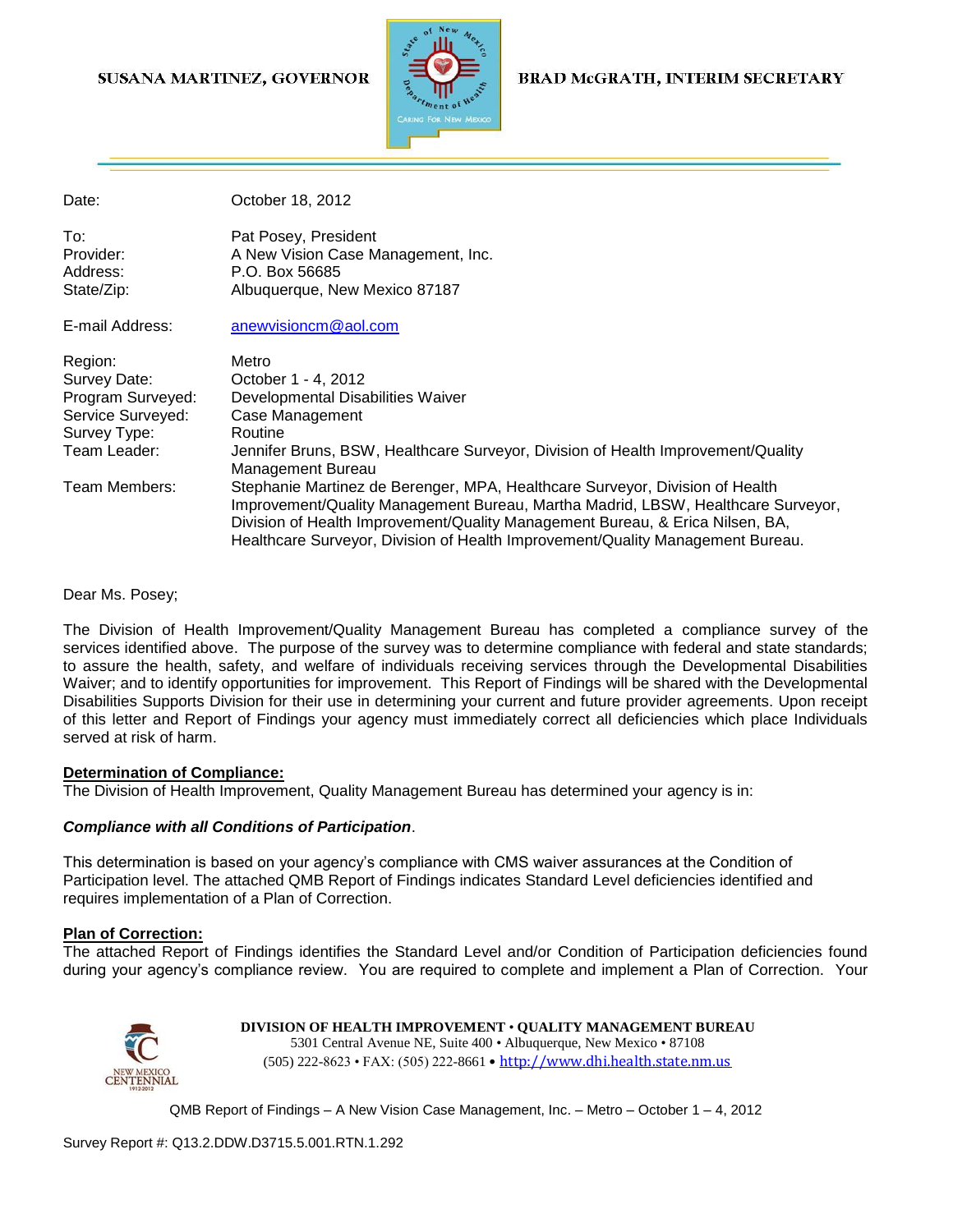SUSANA MARTINEZ, GOVERNOR

BRAD McGRATH, INTERIM SECRETARY

| | |
|---|---|
| Date: | October 18, 2012 |
| To: | Pat Posey, President |
| Provider: | A New Vision Case Management, Inc. |
| Address: | P.O. Box 56685 |
| State/Zip: | Albuquerque, New Mexico 87187 |
| E-mail Address: | anewvisioncm@aol.com |
| Region: | Metro |
| Survey Date: | October 1 - 4, 2012 |
| Program Surveyed: | Developmental Disabilities Waiver |
| Service Surveyed: | Case Management |
| Survey Type: | Routine |
| Team Leader: | Jennifer Bruns, BSW, Healthcare Surveyor, Division of Health Improvement/Quality Management Bureau |
| Team Members: | Stephanie Martinez de Berenger, MPA, Healthcare Surveyor, Division of Health Improvement/Quality Management Bureau, Martha Madrid, LBSW, Healthcare Surveyor, Division of Health Improvement/Quality Management Bureau, & Erica Nilsen, BA, Healthcare Surveyor, Division of Health Improvement/Quality Management Bureau. |

Dear Ms. Posey;

The Division of Health Improvement/Quality Management Bureau has completed a compliance survey of the services identified above. The purpose of the survey was to determine compliance with federal and state standards; to assure the health, safety, and welfare of individuals receiving services through the Developmental Disabilities Waiver; and to identify opportunities for improvement. This Report of Findings will be shared with the Developmental Disabilities Supports Division for their use in determining your current and future provider agreements. Upon receipt of this letter and Report of Findings your agency must immediately correct all deficiencies which place Individuals served at risk of harm.

**Determination of Compliance:**

The Division of Health Improvement, Quality Management Bureau has determined your agency is in:

***Compliance with all Conditions of Participation***.

This determination is based on your agency's compliance with CMS waiver assurances at the Condition of Participation level. The attached QMB Report of Findings indicates Standard Level deficiencies identified and requires implementation of a Plan of Correction.

**Plan of Correction:**

The attached Report of Findings identifies the Standard Level and/or Condition of Participation deficiencies found during your agency's compliance review. You are required to complete and implement a Plan of Correction. Your

**DIVISION OF HEALTH IMPROVEMENT • QUALITY MANAGEMENT BUREAU**
5301 Central Avenue NE, Suite 400 • Albuquerque, New Mexico • 87108
(505) 222-8623 • FAX: (505) 222-8661 • http://www.dhi.health.state.nm.us

Survey Report #: Q13.2.DDW.D3715.5.001.RTN.1.292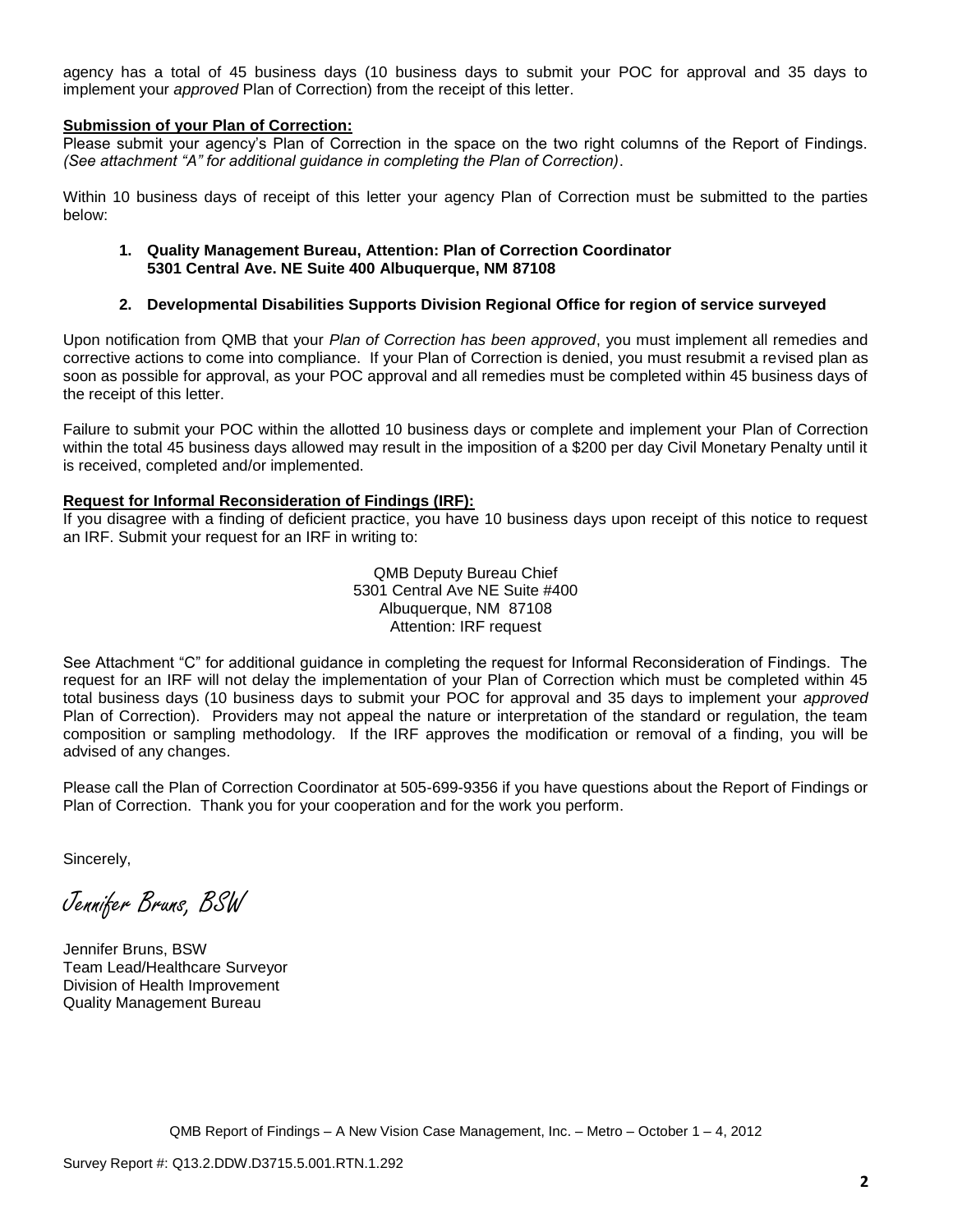agency has a total of 45 business days (10 business days to submit your POC for approval and 35 days to implement your *approved* Plan of Correction) from the receipt of this letter.

**Submission of your Plan of Correction:**

Please submit your agency's Plan of Correction in the space on the two right columns of the Report of Findings. *(See attachment "A" for additional guidance in completing the Plan of Correction)*.

Within 10 business days of receipt of this letter your agency Plan of Correction must be submitted to the parties below:

1. **Quality Management Bureau, Attention: Plan of Correction Coordinator 5301 Central Ave. NE Suite 400 Albuquerque, NM 87108**

2. **Developmental Disabilities Supports Division Regional Office for region of service surveyed**

Upon notification from QMB that your *Plan of Correction has been approved*, you must implement all remedies and corrective actions to come into compliance. If your Plan of Correction is denied, you must resubmit a revised plan as soon as possible for approval, as your POC approval and all remedies must be completed within 45 business days of the receipt of this letter.

Failure to submit your POC within the allotted 10 business days or complete and implement your Plan of Correction within the total 45 business days allowed may result in the imposition of a $200 per day Civil Monetary Penalty until it is received, completed and/or implemented.

**Request for Informal Reconsideration of Findings (IRF):**

If you disagree with a finding of deficient practice, you have 10 business days upon receipt of this notice to request an IRF. Submit your request for an IRF in writing to:

QMB Deputy Bureau Chief
5301 Central Ave NE Suite #400
Albuquerque, NM 87108
Attention: IRF request

See Attachment "C" for additional guidance in completing the request for Informal Reconsideration of Findings. The request for an IRF will not delay the implementation of your Plan of Correction which must be completed within 45 total business days (10 business days to submit your POC for approval and 35 days to implement your *approved* Plan of Correction). Providers may not appeal the nature or interpretation of the standard or regulation, the team composition or sampling methodology. If the IRF approves the modification or removal of a finding, you will be advised of any changes.

Please call the Plan of Correction Coordinator at 505-699-9356 if you have questions about the Report of Findings or Plan of Correction. Thank you for your cooperation and for the work you perform.

Sincerely,

*Jennifer Bruns, BSW*

Jennifer Bruns, BSW
Team Lead/Healthcare Surveyor
Division of Health Improvement
Quality Management Bureau

QMB Report of Findings – A New Vision Case Management, Inc. – Metro – October 1 – 4, 2012

Survey Report #: Q13.2.DDW.D3715.5.001.RTN.1.292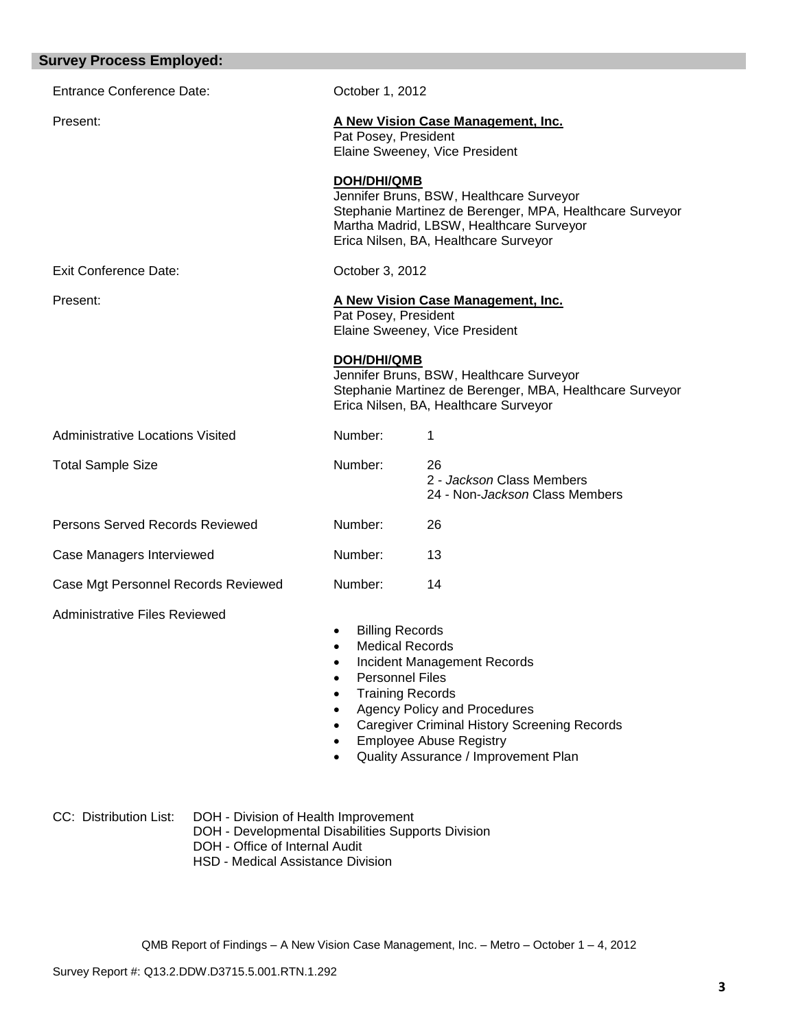## Survey Process Employed:

| | | |
|---|---|---|
| Entrance Conference Date: | October 1, 2012 | |
| Present: | **A New Vision Case Management, Inc.**<br>Pat Posey, President<br>Elaine Sweeney, Vice President<br><br>**DOH/DHI/QMB**<br>Jennifer Bruns, BSW, Healthcare Surveyor<br>Stephanie Martinez de Berenger, MPA, Healthcare Surveyor<br>Martha Madrid, LBSW, Healthcare Surveyor<br>Erica Nilsen, BA, Healthcare Surveyor | |
| Exit Conference Date: | October 3, 2012 | |
| Present: | **A New Vision Case Management, Inc.**<br>Pat Posey, President<br>Elaine Sweeney, Vice President<br><br>**DOH/DHI/QMB**<br>Jennifer Bruns, BSW, Healthcare Surveyor<br>Stephanie Martinez de Berenger, MBA, Healthcare Surveyor<br>Erica Nilsen, BA, Healthcare Surveyor | |
| Administrative Locations Visited | Number: | 1 |
| Total Sample Size | Number: | 26<br>2 - *Jackson* Class Members<br>24 - Non-*Jackson* Class Members |
| Persons Served Records Reviewed | Number: | 26 |
| Case Managers Interviewed | Number: | 13 |
| Case Mgt Personnel Records Reviewed | Number: | 14 |

Administrative Files Reviewed

- Billing Records
- Medical Records
- Incident Management Records
- Personnel Files
- Training Records
- Agency Policy and Procedures
- Caregiver Criminal History Screening Records
- Employee Abuse Registry
- Quality Assurance / Improvement Plan

CC: Distribution List:
- DOH - Division of Health Improvement
- DOH - Developmental Disabilities Supports Division
- DOH - Office of Internal Audit
- HSD - Medical Assistance Division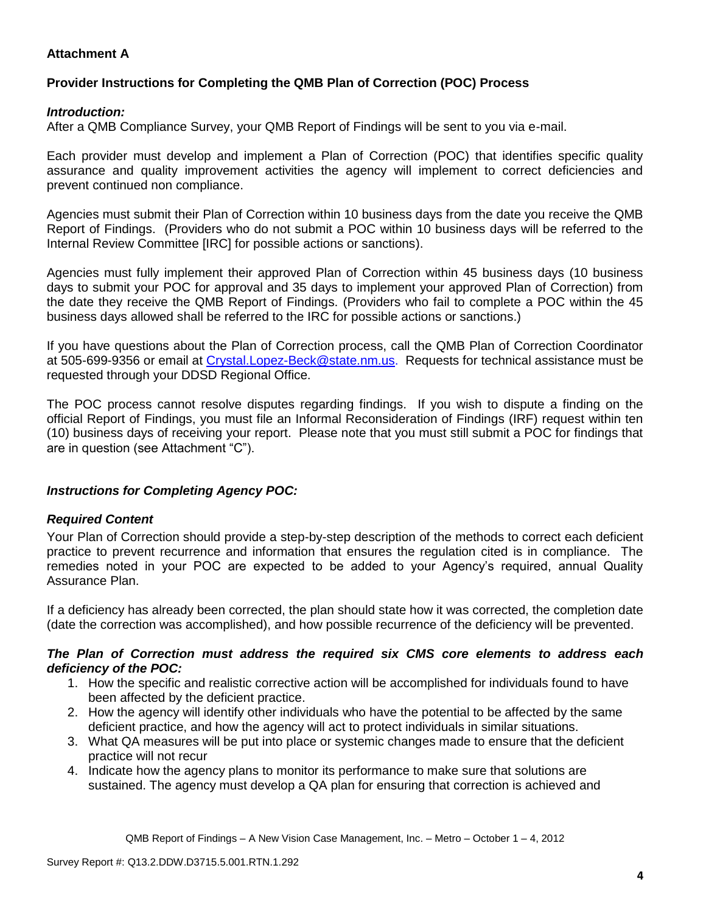**Attachment A**

**Provider Instructions for Completing the QMB Plan of Correction (POC) Process**

***Introduction:***
After a QMB Compliance Survey, your QMB Report of Findings will be sent to you via e-mail.

Each provider must develop and implement a Plan of Correction (POC) that identifies specific quality assurance and quality improvement activities the agency will implement to correct deficiencies and prevent continued non compliance.

Agencies must submit their Plan of Correction within 10 business days from the date you receive the QMB Report of Findings. (Providers who do not submit a POC within 10 business days will be referred to the Internal Review Committee [IRC] for possible actions or sanctions).

Agencies must fully implement their approved Plan of Correction within 45 business days (10 business days to submit your POC for approval and 35 days to implement your approved Plan of Correction) from the date they receive the QMB Report of Findings. (Providers who fail to complete a POC within the 45 business days allowed shall be referred to the IRC for possible actions or sanctions.)

If you have questions about the Plan of Correction process, call the QMB Plan of Correction Coordinator at 505-699-9356 or email at Crystal.Lopez-Beck@state.nm.us. Requests for technical assistance must be requested through your DDSD Regional Office.

The POC process cannot resolve disputes regarding findings. If you wish to dispute a finding on the official Report of Findings, you must file an Informal Reconsideration of Findings (IRF) request within ten (10) business days of receiving your report. Please note that you must still submit a POC for findings that are in question (see Attachment "C").

***Instructions for Completing Agency POC:***

***Required Content***
Your Plan of Correction should provide a step-by-step description of the methods to correct each deficient practice to prevent recurrence and information that ensures the regulation cited is in compliance. The remedies noted in your POC are expected to be added to your Agency's required, annual Quality Assurance Plan.

If a deficiency has already been corrected, the plan should state how it was corrected, the completion date (date the correction was accomplished), and how possible recurrence of the deficiency will be prevented.

***The Plan of Correction must address the required six CMS core elements to address each deficiency of the POC:***

1. How the specific and realistic corrective action will be accomplished for individuals found to have been affected by the deficient practice.
2. How the agency will identify other individuals who have the potential to be affected by the same deficient practice, and how the agency will act to protect individuals in similar situations.
3. What QA measures will be put into place or systemic changes made to ensure that the deficient practice will not recur
4. Indicate how the agency plans to monitor its performance to make sure that solutions are sustained. The agency must develop a QA plan for ensuring that correction is achieved and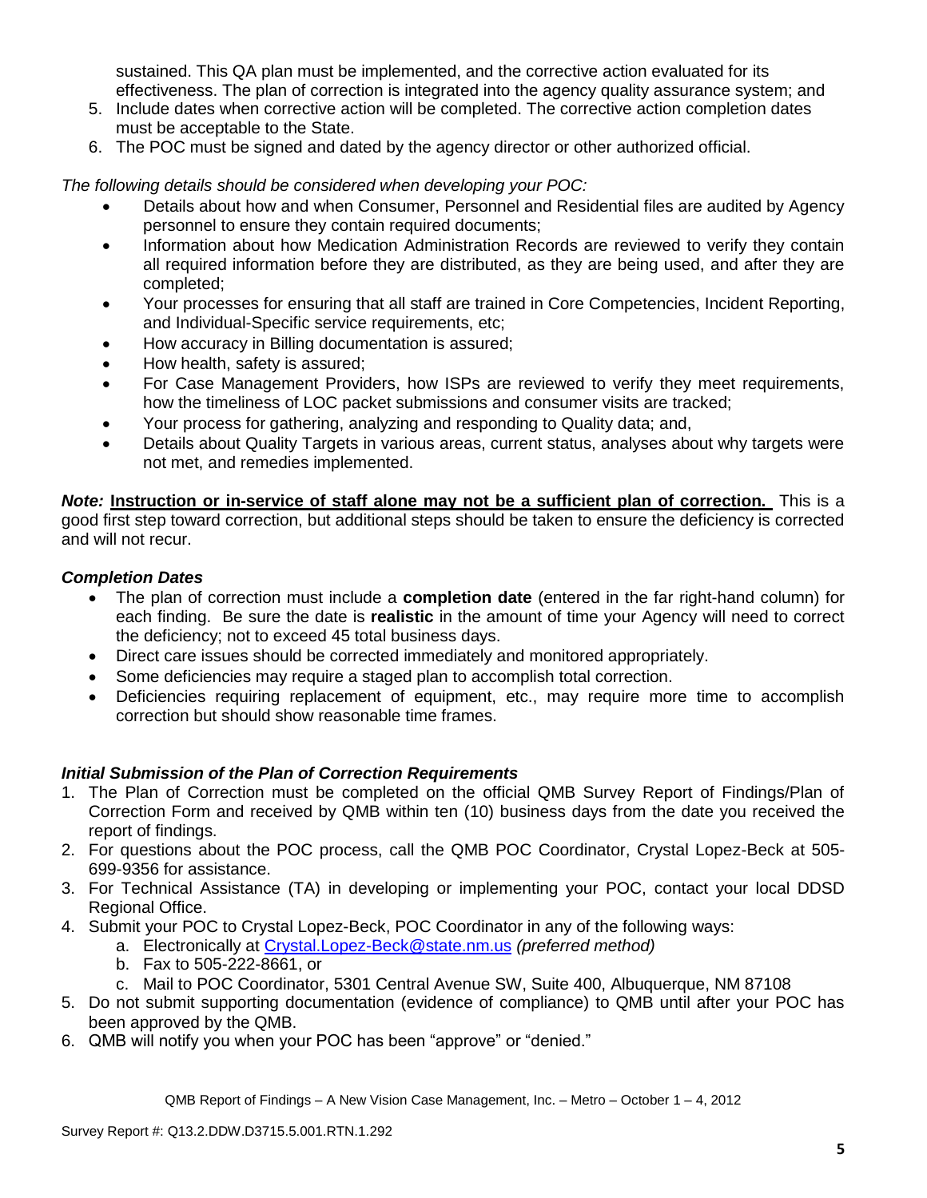sustained. This QA plan must be implemented, and the corrective action evaluated for its effectiveness. The plan of correction is integrated into the agency quality assurance system; and

5. Include dates when corrective action will be completed. The corrective action completion dates must be acceptable to the State.
6. The POC must be signed and dated by the agency director or other authorized official.

*The following details should be considered when developing your POC:*

- Details about how and when Consumer, Personnel and Residential files are audited by Agency personnel to ensure they contain required documents;
- Information about how Medication Administration Records are reviewed to verify they contain all required information before they are distributed, as they are being used, and after they are completed;
- Your processes for ensuring that all staff are trained in Core Competencies, Incident Reporting, and Individual-Specific service requirements, etc;
- How accuracy in Billing documentation is assured;
- How health, safety is assured;
- For Case Management Providers, how ISPs are reviewed to verify they meet requirements, how the timeliness of LOC packet submissions and consumer visits are tracked;
- Your process for gathering, analyzing and responding to Quality data; and,
- Details about Quality Targets in various areas, current status, analyses about why targets were not met, and remedies implemented.

***Note:*** **Instruction or in-service of staff alone may not be a sufficient plan of correction.** This is a good first step toward correction, but additional steps should be taken to ensure the deficiency is corrected and will not recur.

### *Completion Dates*

- The plan of correction must include a **completion date** (entered in the far right-hand column) for each finding. Be sure the date is **realistic** in the amount of time your Agency will need to correct the deficiency; not to exceed 45 total business days.
- Direct care issues should be corrected immediately and monitored appropriately.
- Some deficiencies may require a staged plan to accomplish total correction.
- Deficiencies requiring replacement of equipment, etc., may require more time to accomplish correction but should show reasonable time frames.

### *Initial Submission of the Plan of Correction Requirements*

1. The Plan of Correction must be completed on the official QMB Survey Report of Findings/Plan of Correction Form and received by QMB within ten (10) business days from the date you received the report of findings.
2. For questions about the POC process, call the QMB POC Coordinator, Crystal Lopez-Beck at 505-699-9356 for assistance.
3. For Technical Assistance (TA) in developing or implementing your POC, contact your local DDSD Regional Office.
4. Submit your POC to Crystal Lopez-Beck, POC Coordinator in any of the following ways:
   a. Electronically at Crystal.Lopez-Beck@state.nm.us *(preferred method)*
   b. Fax to 505-222-8661, or
   c. Mail to POC Coordinator, 5301 Central Avenue SW, Suite 400, Albuquerque, NM 87108
5. Do not submit supporting documentation (evidence of compliance) to QMB until after your POC has been approved by the QMB.
6. QMB will notify you when your POC has been "approve" or "denied."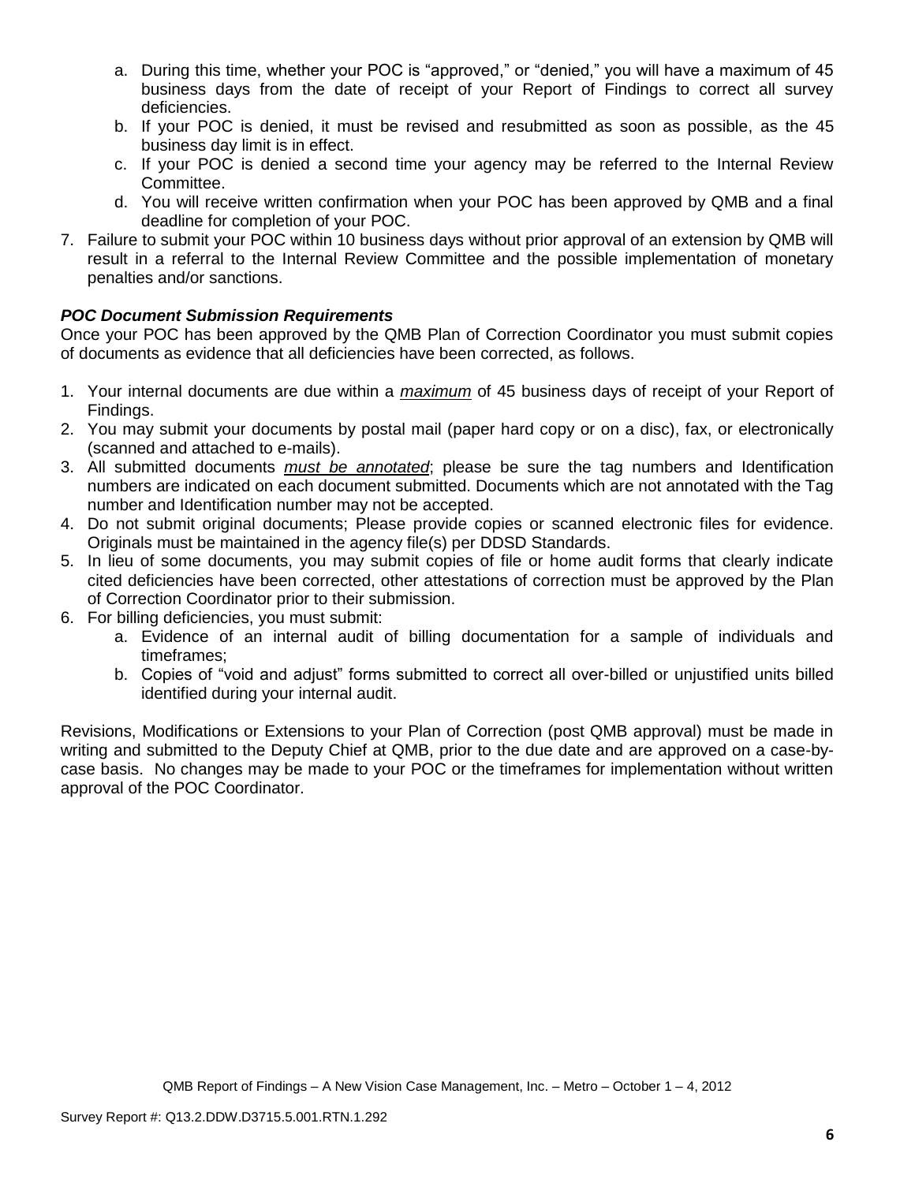a. During this time, whether your POC is "approved," or "denied," you will have a maximum of 45 business days from the date of receipt of your Report of Findings to correct all survey deficiencies.
   b. If your POC is denied, it must be revised and resubmitted as soon as possible, as the 45 business day limit is in effect.
   c. If your POC is denied a second time your agency may be referred to the Internal Review Committee.
   d. You will receive written confirmation when your POC has been approved by QMB and a final deadline for completion of your POC.
7. Failure to submit your POC within 10 business days without prior approval of an extension by QMB will result in a referral to the Internal Review Committee and the possible implementation of monetary penalties and/or sanctions.

***POC Document Submission Requirements***

Once your POC has been approved by the QMB Plan of Correction Coordinator you must submit copies of documents as evidence that all deficiencies have been corrected, as follows.

1. Your internal documents are due within a <u>*maximum*</u> of 45 business days of receipt of your Report of Findings.
2. You may submit your documents by postal mail (paper hard copy or on a disc), fax, or electronically (scanned and attached to e-mails).
3. All submitted documents <u>*must be annotated*</u>; please be sure the tag numbers and Identification numbers are indicated on each document submitted. Documents which are not annotated with the Tag number and Identification number may not be accepted.
4. Do not submit original documents; Please provide copies or scanned electronic files for evidence. Originals must be maintained in the agency file(s) per DDSD Standards.
5. In lieu of some documents, you may submit copies of file or home audit forms that clearly indicate cited deficiencies have been corrected, other attestations of correction must be approved by the Plan of Correction Coordinator prior to their submission.
6. For billing deficiencies, you must submit:
   a. Evidence of an internal audit of billing documentation for a sample of individuals and timeframes;
   b. Copies of "void and adjust" forms submitted to correct all over-billed or unjustified units billed identified during your internal audit.

Revisions, Modifications or Extensions to your Plan of Correction (post QMB approval) must be made in writing and submitted to the Deputy Chief at QMB, prior to the due date and are approved on a case-by-case basis. No changes may be made to your POC or the timeframes for implementation without written approval of the POC Coordinator.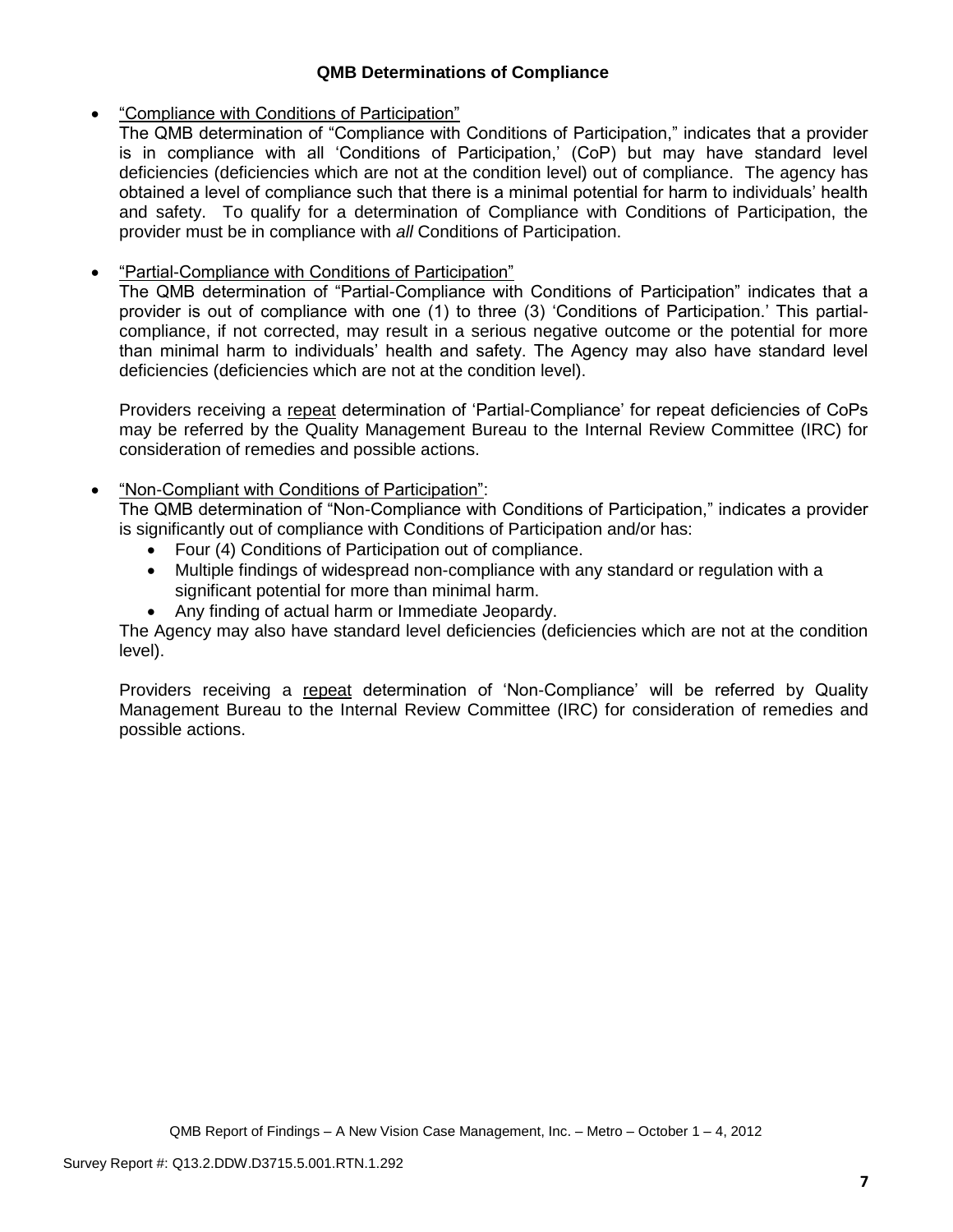### QMB Determinations of Compliance

- "Compliance with Conditions of Participation"

  The QMB determination of "Compliance with Conditions of Participation," indicates that a provider is in compliance with all 'Conditions of Participation,' (CoP) but may have standard level deficiencies (deficiencies which are not at the condition level) out of compliance. The agency has obtained a level of compliance such that there is a minimal potential for harm to individuals' health and safety. To qualify for a determination of Compliance with Conditions of Participation, the provider must be in compliance with *all* Conditions of Participation.

- "Partial-Compliance with Conditions of Participation"

  The QMB determination of "Partial-Compliance with Conditions of Participation" indicates that a provider is out of compliance with one (1) to three (3) 'Conditions of Participation.' This partial-compliance, if not corrected, may result in a serious negative outcome or the potential for more than minimal harm to individuals' health and safety. The Agency may also have standard level deficiencies (deficiencies which are not at the condition level).

  Providers receiving a repeat determination of 'Partial-Compliance' for repeat deficiencies of CoPs may be referred by the Quality Management Bureau to the Internal Review Committee (IRC) for consideration of remedies and possible actions.

- "Non-Compliant with Conditions of Participation":

  The QMB determination of "Non-Compliance with Conditions of Participation," indicates a provider is significantly out of compliance with Conditions of Participation and/or has:
  - Four (4) Conditions of Participation out of compliance.
  - Multiple findings of widespread non-compliance with any standard or regulation with a significant potential for more than minimal harm.
  - Any finding of actual harm or Immediate Jeopardy.

  The Agency may also have standard level deficiencies (deficiencies which are not at the condition level).

  Providers receiving a repeat determination of 'Non-Compliance' will be referred by Quality Management Bureau to the Internal Review Committee (IRC) for consideration of remedies and possible actions.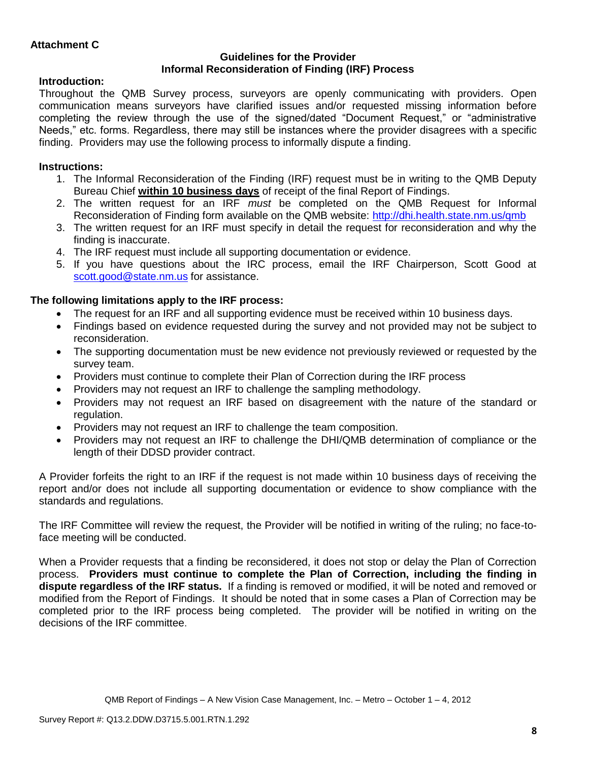**Attachment C**

**Guidelines for the Provider**
**Informal Reconsideration of Finding (IRF) Process**

**Introduction:**

Throughout the QMB Survey process, surveyors are openly communicating with providers. Open communication means surveyors have clarified issues and/or requested missing information before completing the review through the use of the signed/dated "Document Request," or "administrative Needs," etc. forms. Regardless, there may still be instances where the provider disagrees with a specific finding. Providers may use the following process to informally dispute a finding.

**Instructions:**

1. The Informal Reconsideration of the Finding (IRF) request must be in writing to the QMB Deputy Bureau Chief **within 10 business days** of receipt of the final Report of Findings.
2. The written request for an IRF *must* be completed on the QMB Request for Informal Reconsideration of Finding form available on the QMB website: http://dhi.health.state.nm.us/qmb
3. The written request for an IRF must specify in detail the request for reconsideration and why the finding is inaccurate.
4. The IRF request must include all supporting documentation or evidence.
5. If you have questions about the IRC process, email the IRF Chairperson, Scott Good at scott.good@state.nm.us for assistance.

**The following limitations apply to the IRF process:**

- The request for an IRF and all supporting evidence must be received within 10 business days.
- Findings based on evidence requested during the survey and not provided may not be subject to reconsideration.
- The supporting documentation must be new evidence not previously reviewed or requested by the survey team.
- Providers must continue to complete their Plan of Correction during the IRF process
- Providers may not request an IRF to challenge the sampling methodology.
- Providers may not request an IRF based on disagreement with the nature of the standard or regulation.
- Providers may not request an IRF to challenge the team composition.
- Providers may not request an IRF to challenge the DHI/QMB determination of compliance or the length of their DDSD provider contract.

A Provider forfeits the right to an IRF if the request is not made within 10 business days of receiving the report and/or does not include all supporting documentation or evidence to show compliance with the standards and regulations.

The IRF Committee will review the request, the Provider will be notified in writing of the ruling; no face-to-face meeting will be conducted.

When a Provider requests that a finding be reconsidered, it does not stop or delay the Plan of Correction process. **Providers must continue to complete the Plan of Correction, including the finding in dispute regardless of the IRF status.** If a finding is removed or modified, it will be noted and removed or modified from the Report of Findings. It should be noted that in some cases a Plan of Correction may be completed prior to the IRF process being completed. The provider will be notified in writing on the decisions of the IRF committee.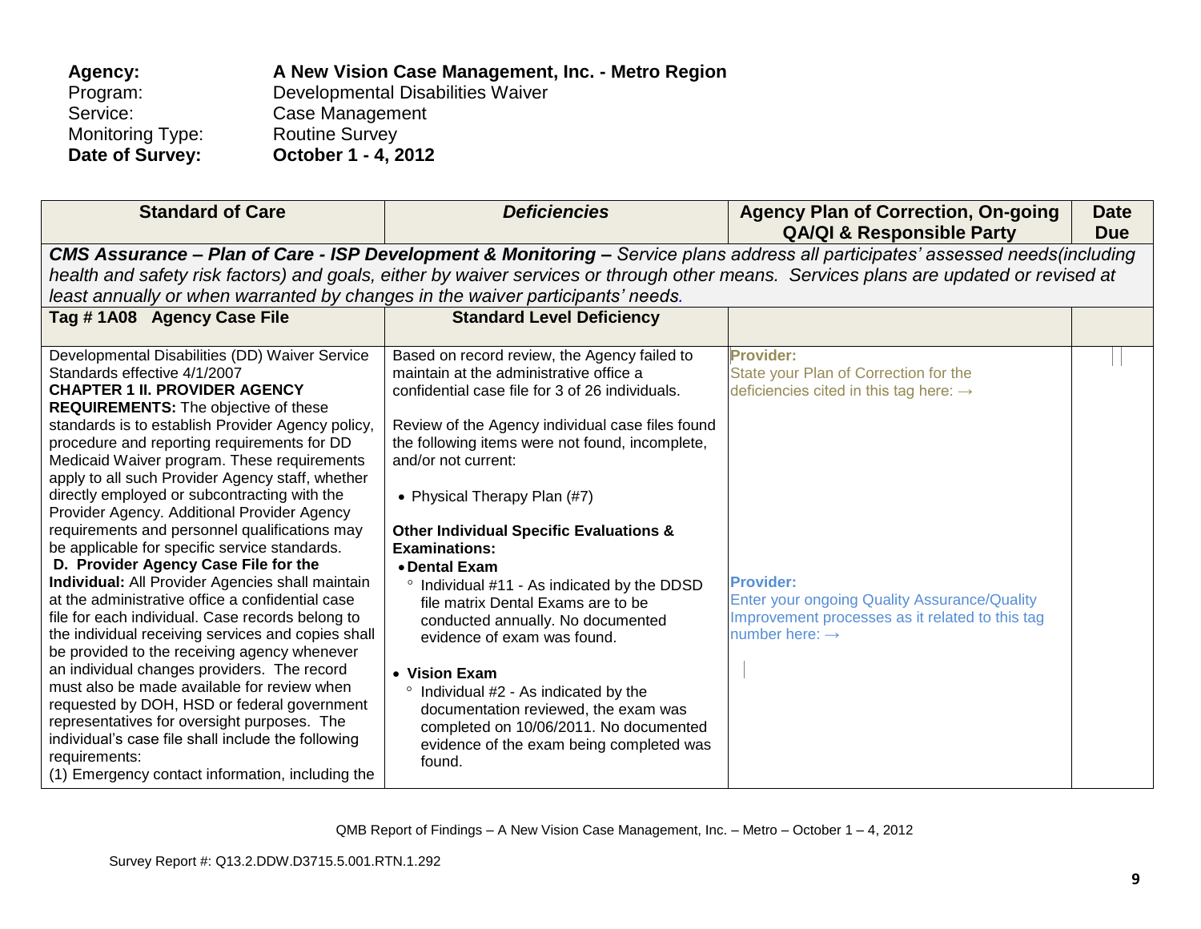**Agency:** **A New Vision Case Management, Inc. - Metro Region**
Program: Developmental Disabilities Waiver
Service: Case Management
Monitoring Type: Routine Survey
**Date of Survey:** **October 1 - 4, 2012**

| Standard of Care | *Deficiencies* | Agency Plan of Correction, On-going QA/QI & Responsible Party | Date Due |
|---|---|---|---|
| ***CMS Assurance – Plan of Care - ISP Development & Monitoring –*** *Service plans address all participates' assessed needs(including health and safety risk factors) and goals, either by waiver services or through other means. Services plans are updated or revised at least annually or when warranted by changes in the waiver participants' needs.* | | | |
| **Tag # 1A08 Agency Case File** | **Standard Level Deficiency** | | |
| Developmental Disabilities (DD) Waiver Service Standards effective 4/1/2007<br>**CHAPTER 1 II. PROVIDER AGENCY REQUIREMENTS:** The objective of these standards is to establish Provider Agency policy, procedure and reporting requirements for DD Medicaid Waiver program. These requirements apply to all such Provider Agency staff, whether directly employed or subcontracting with the Provider Agency. Additional Provider Agency requirements and personnel qualifications may be applicable for specific service standards.<br>**D. Provider Agency Case File for the Individual:** All Provider Agencies shall maintain at the administrative office a confidential case file for each individual. Case records belong to the individual receiving services and copies shall be provided to the receiving agency whenever an individual changes providers. The record must also be made available for review when requested by DOH, HSD or federal government representatives for oversight purposes. The individual's case file shall include the following requirements:<br>(1) Emergency contact information, including the | Based on record review, the Agency failed to maintain at the administrative office a confidential case file for 3 of 26 individuals.<br><br>Review of the Agency individual case files found the following items were not found, incomplete, and/or not current:<br><br>• Physical Therapy Plan (#7)<br><br>**Other Individual Specific Evaluations & Examinations:**<br>• **Dental Exam**<br>° Individual #11 - As indicated by the DDSD file matrix Dental Exams are to be conducted annually. No documented evidence of exam was found.<br><br>• **Vision Exam**<br>° Individual #2 - As indicated by the documentation reviewed, the exam was completed on 10/06/2011. No documented evidence of the exam being completed was found. | **Provider:**<br>State your Plan of Correction for the deficiencies cited in this tag here: →<br><br>**Provider:**<br>Enter your ongoing Quality Assurance/Quality Improvement processes as it related to this tag number here: → | |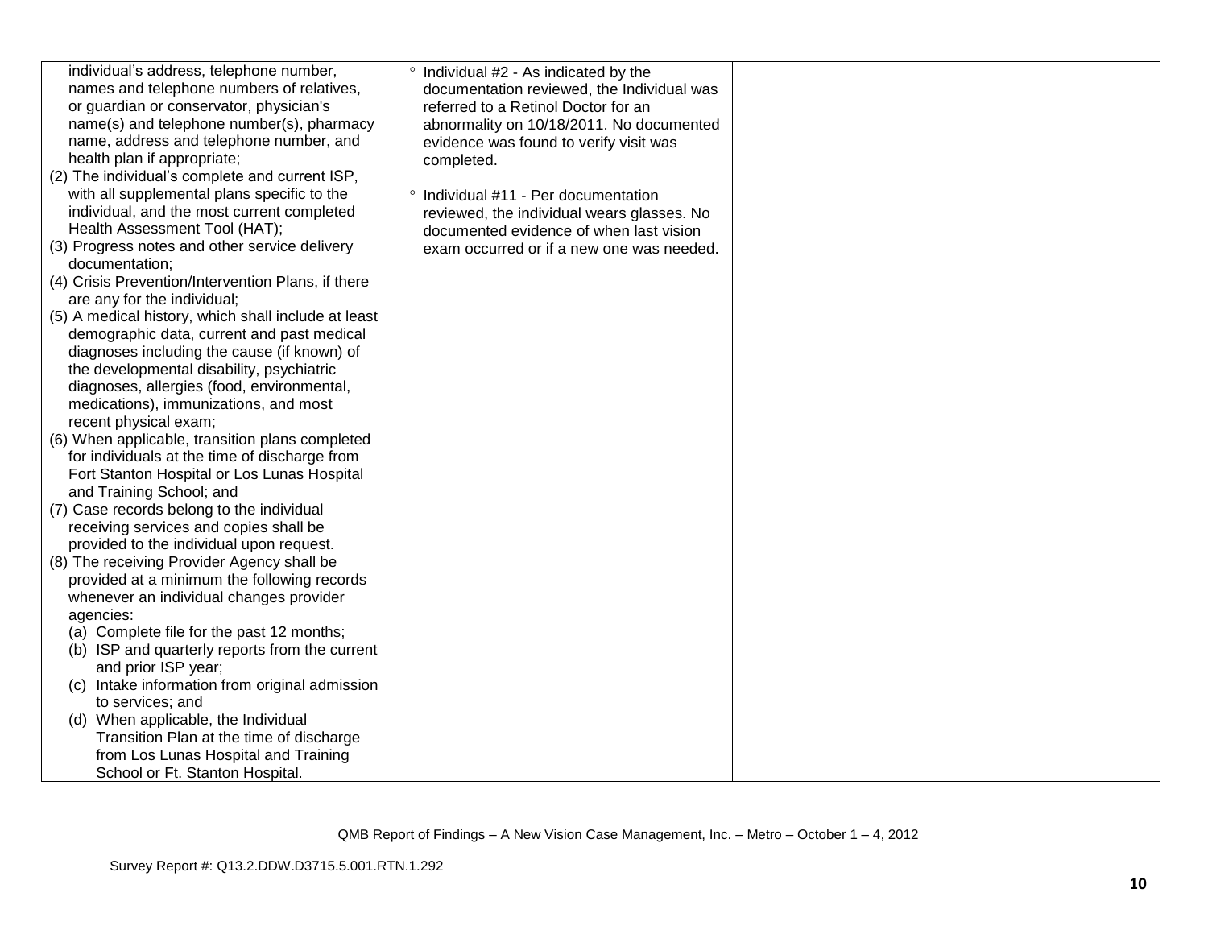| | | | |
|---|---|---|---|
| individual's address, telephone number, names and telephone numbers of relatives, or guardian or conservator, physician's name(s) and telephone number(s), pharmacy name, address and telephone number, and health plan if appropriate;<br>(2) The individual's complete and current ISP, with all supplemental plans specific to the individual, and the most current completed Health Assessment Tool (HAT);<br>(3) Progress notes and other service delivery documentation;<br>(4) Crisis Prevention/Intervention Plans, if there are any for the individual;<br>(5) A medical history, which shall include at least demographic data, current and past medical diagnoses including the cause (if known) of the developmental disability, psychiatric diagnoses, allergies (food, environmental, medications), immunizations, and most recent physical exam;<br>(6) When applicable, transition plans completed for individuals at the time of discharge from Fort Stanton Hospital or Los Lunas Hospital and Training School; and<br>(7) Case records belong to the individual receiving services and copies shall be provided to the individual upon request.<br>(8) The receiving Provider Agency shall be provided at a minimum the following records whenever an individual changes provider agencies:<br>(a) Complete file for the past 12 months;<br>(b) ISP and quarterly reports from the current and prior ISP year;<br>(c) Intake information from original admission to services; and<br>(d) When applicable, the Individual Transition Plan at the time of discharge from Los Lunas Hospital and Training School or Ft. Stanton Hospital. | ° Individual #2 - As indicated by the documentation reviewed, the Individual was referred to a Retinol Doctor for an abnormality on 10/18/2011. No documented evidence was found to verify visit was completed.<br><br>° Individual #11 - Per documentation reviewed, the individual wears glasses. No documented evidence of when last vision exam occurred or if a new one was needed. | | |

QMB Report of Findings – A New Vision Case Management, Inc. – Metro – October 1 – 4, 2012

Survey Report #: Q13.2.DDW.D3715.5.001.RTN.1.292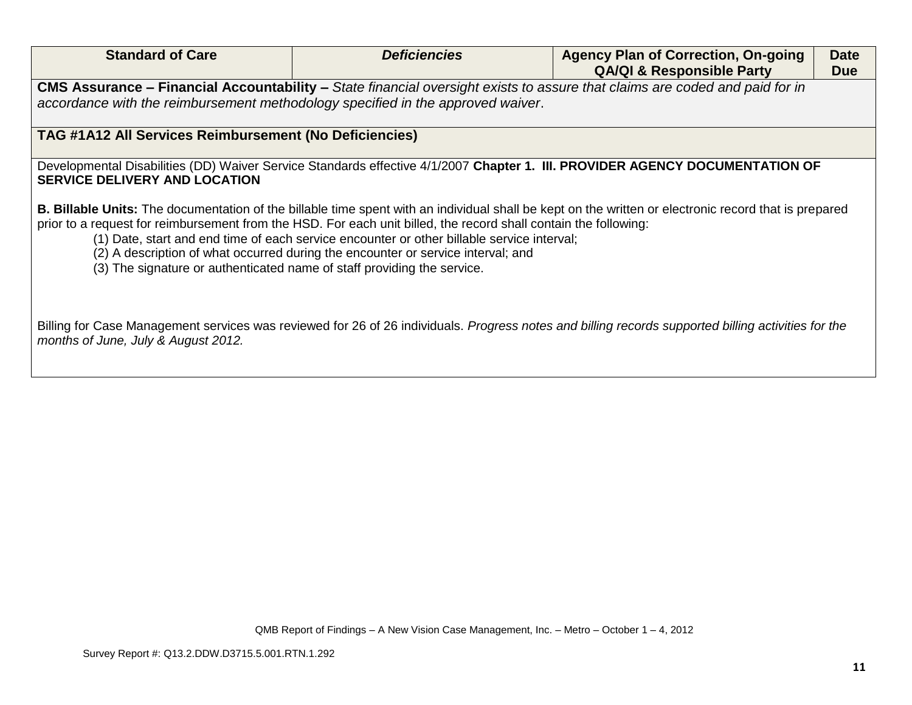| Standard of Care | *Deficiencies* | Agency Plan of Correction, On-going QA/QI & Responsible Party | Date Due |
| --- | --- | --- | --- |

**CMS Assurance – Financial Accountability –** *State financial oversight exists to assure that claims are coded and paid for in accordance with the reimbursement methodology specified in the approved waiver*.

**TAG #1A12 All Services Reimbursement (No Deficiencies)**

Developmental Disabilities (DD) Waiver Service Standards effective 4/1/2007 **Chapter 1. III. PROVIDER AGENCY DOCUMENTATION OF SERVICE DELIVERY AND LOCATION**

**B. Billable Units:** The documentation of the billable time spent with an individual shall be kept on the written or electronic record that is prepared prior to a request for reimbursement from the HSD. For each unit billed, the record shall contain the following:

(1) Date, start and end time of each service encounter or other billable service interval;
(2) A description of what occurred during the encounter or service interval; and
(3) The signature or authenticated name of staff providing the service.

Billing for Case Management services was reviewed for 26 of 26 individuals. *Progress notes and billing records supported billing activities for the months of June, July & August 2012.*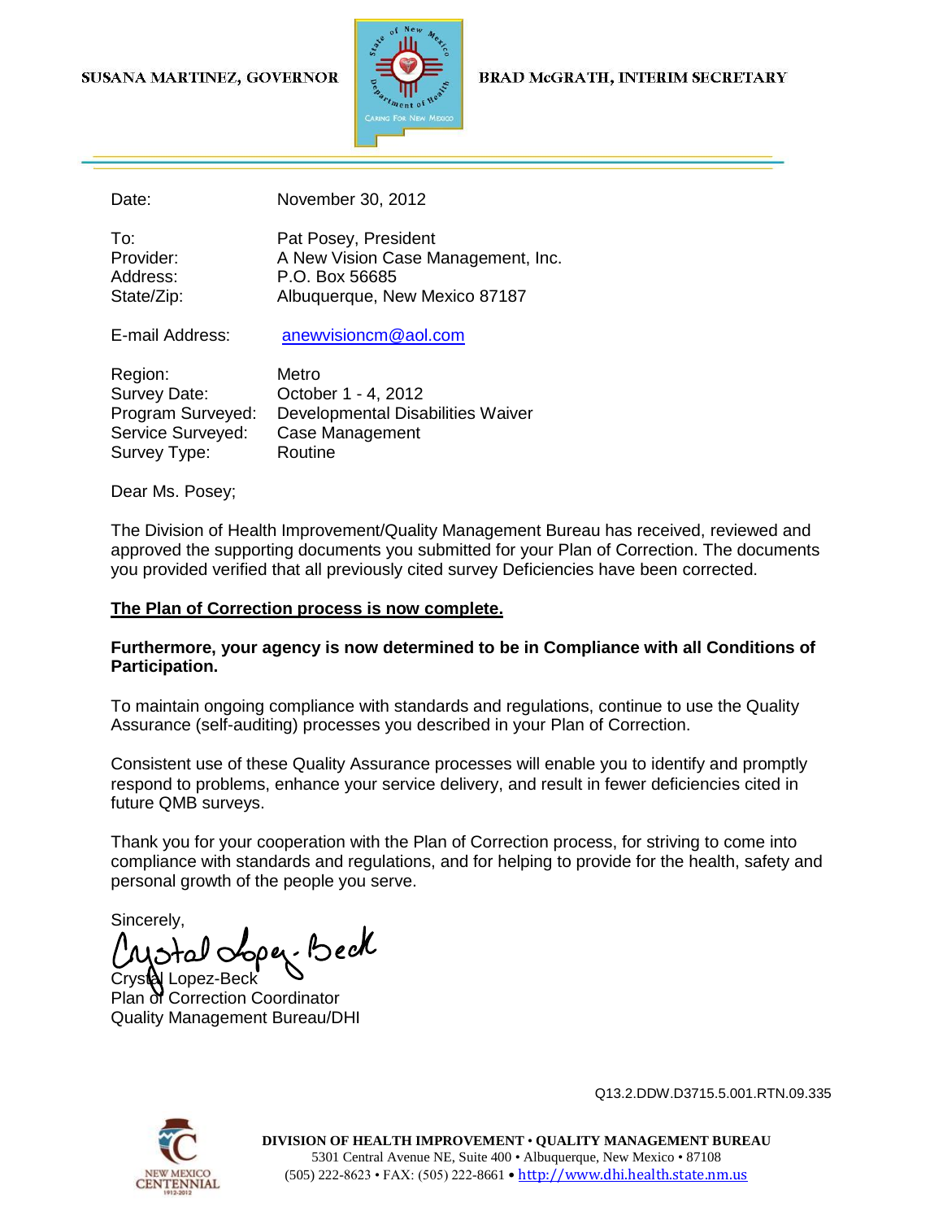SUSANA MARTINEZ, GOVERNOR

BRAD McGRATH, INTERIM SECRETARY

| | |
|---|---|
| Date: | November 30, 2012 |
| To: | Pat Posey, President |
| Provider: | A New Vision Case Management, Inc. |
| Address: | P.O. Box 56685 |
| State/Zip: | Albuquerque, New Mexico 87187 |
| E-mail Address: | anewvisioncm@aol.com |
| Region: | Metro |
| Survey Date: | October 1 - 4, 2012 |
| Program Surveyed: | Developmental Disabilities Waiver |
| Service Surveyed: | Case Management |
| Survey Type: | Routine |

Dear Ms. Posey;

The Division of Health Improvement/Quality Management Bureau has received, reviewed and approved the supporting documents you submitted for your Plan of Correction. The documents you provided verified that all previously cited survey Deficiencies have been corrected.

**The Plan of Correction process is now complete.**

**Furthermore, your agency is now determined to be in Compliance with all Conditions of Participation.**

To maintain ongoing compliance with standards and regulations, continue to use the Quality Assurance (self-auditing) processes you described in your Plan of Correction.

Consistent use of these Quality Assurance processes will enable you to identify and promptly respond to problems, enhance your service delivery, and result in fewer deficiencies cited in future QMB surveys.

Thank you for your cooperation with the Plan of Correction process, for striving to come into compliance with standards and regulations, and for helping to provide for the health, safety and personal growth of the people you serve.

Sincerely,

Crystal Lopez-Beck
Plan of Correction Coordinator
Quality Management Bureau/DHI

Q13.2.DDW.D3715.5.001.RTN.09.335

**DIVISION OF HEALTH IMPROVEMENT • QUALITY MANAGEMENT BUREAU**
5301 Central Avenue NE, Suite 400 • Albuquerque, New Mexico • 87108
(505) 222-8623 • FAX: (505) 222-8661 • http://www.dhi.health.state.nm.us